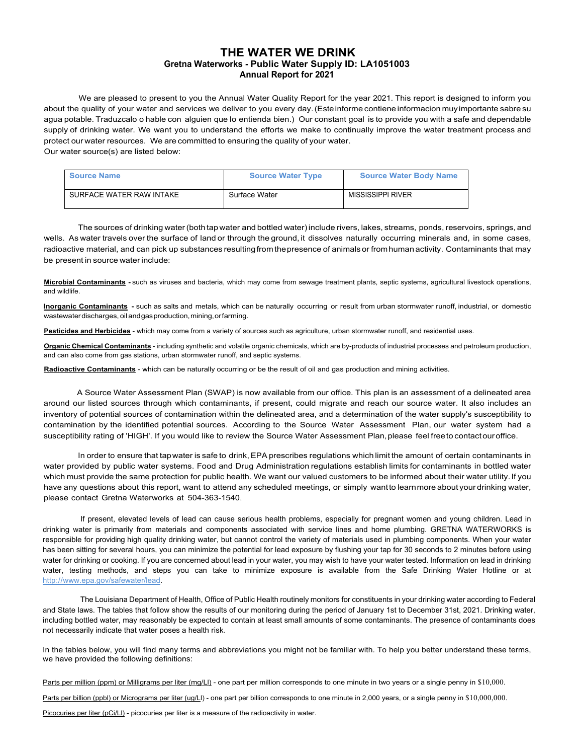# THE WATER WE DRINK

## Gretna Waterworks - Public Water Supply ID: LA1051003

### Annual Report for 2021

We are pleased to present to you the Annual Water Quality Report for the year 2021. This report is designed to inform you about the quality of your water and services we deliver to you every day. (Este informe contiene informacion muy importante sabre su agua potable. Traduzcalo o hable con alguien que lo entienda bien.) Our constant goal is to provide you with a safe and dependable supply of drinking water. We want you to understand the efforts we make to continually improve the water treatment process and protect our water resources. We are committed to ensuring the quality of your water.

Our water source(s) are listed below:

| Source Name | Source Water Type | Source Water Body Name |
|---|---|---|
| SURFACE WATER RAW INTAKE | Surface Water | MISSISSIPPI RIVER |

The sources of drinking water (both tap water and bottled water) include rivers, lakes, streams, ponds, reservoirs, springs, and wells. As water travels over the surface of land or through the ground, it dissolves naturally occurring minerals and, in some cases, radioactive material, and can pick up substances resulting from the presence of animals or from human activity. Contaminants that may be present in source water include:

**Microbial Contaminants** - such as viruses and bacteria, which may come from sewage treatment plants, septic systems, agricultural livestock operations, and wildlife.

**Inorganic Contaminants** - such as salts and metals, which can be naturally occurring or result from urban stormwater runoff, industrial, or domestic wastewater discharges, oil and gas production, mining, or farming.

**Pesticides and Herbicides** - which may come from a variety of sources such as agriculture, urban stormwater runoff, and residential uses.

**Organic Chemical Contaminants** - including synthetic and volatile organic chemicals, which are by-products of industrial processes and petroleum production, and can also come from gas stations, urban stormwater runoff, and septic systems.

**Radioactive Contaminants** - which can be naturally occurring or be the result of oil and gas production and mining activities.

A Source Water Assessment Plan (SWAP) is now available from our office. This plan is an assessment of a delineated area around our listed sources through which contaminants, if present, could migrate and reach our source water. It also includes an inventory of potential sources of contamination within the delineated area, and a determination of the water supply's susceptibility to contamination by the identified potential sources. According to the Source Water Assessment Plan, our water system had a susceptibility rating of 'HIGH'. If you would like to review the Source Water Assessment Plan, please feel free to contact our office.

In order to ensure that tap water is safe to drink, EPA prescribes regulations which limit the amount of certain contaminants in water provided by public water systems. Food and Drug Administration regulations establish limits for contaminants in bottled water which must provide the same protection for public health. We want our valued customers to be informed about their water utility. If you have any questions about this report, want to attend any scheduled meetings, or simply want to learn more about your drinking water, please contact Gretna Waterworks at 504-363-1540.

If present, elevated levels of lead can cause serious health problems, especially for pregnant women and young children. Lead in drinking water is primarily from materials and components associated with service lines and home plumbing. GRETNA WATERWORKS is responsible for providing high quality drinking water, but cannot control the variety of materials used in plumbing components. When your water has been sitting for several hours, you can minimize the potential for lead exposure by flushing your tap for 30 seconds to 2 minutes before using water for drinking or cooking. If you are concerned about lead in your water, you may wish to have your water tested. Information on lead in drinking water, testing methods, and steps you can take to minimize exposure is available from the Safe Drinking Water Hotline or at http://www.epa.gov/safewater/lead.

The Louisiana Department of Health, Office of Public Health routinely monitors for constituents in your drinking water according to Federal and State laws. The tables that follow show the results of our monitoring during the period of January 1st to December 31st, 2021. Drinking water, including bottled water, may reasonably be expected to contain at least small amounts of some contaminants. The presence of contaminants does not necessarily indicate that water poses a health risk.

In the tables below, you will find many terms and abbreviations you might not be familiar with. To help you better understand these terms, we have provided the following definitions:

Parts per million (ppm) or Milligrams per liter (mg/Ll) - one part per million corresponds to one minute in two years or a single penny in $10,000.

Parts per billion (ppbl) or Micrograms per liter (ug/Ll) - one part per billion corresponds to one minute in 2,000 years, or a single penny in $10,000,000.

Picocuries per liter (pCi/Ll) - picocuries per liter is a measure of the radioactivity in water.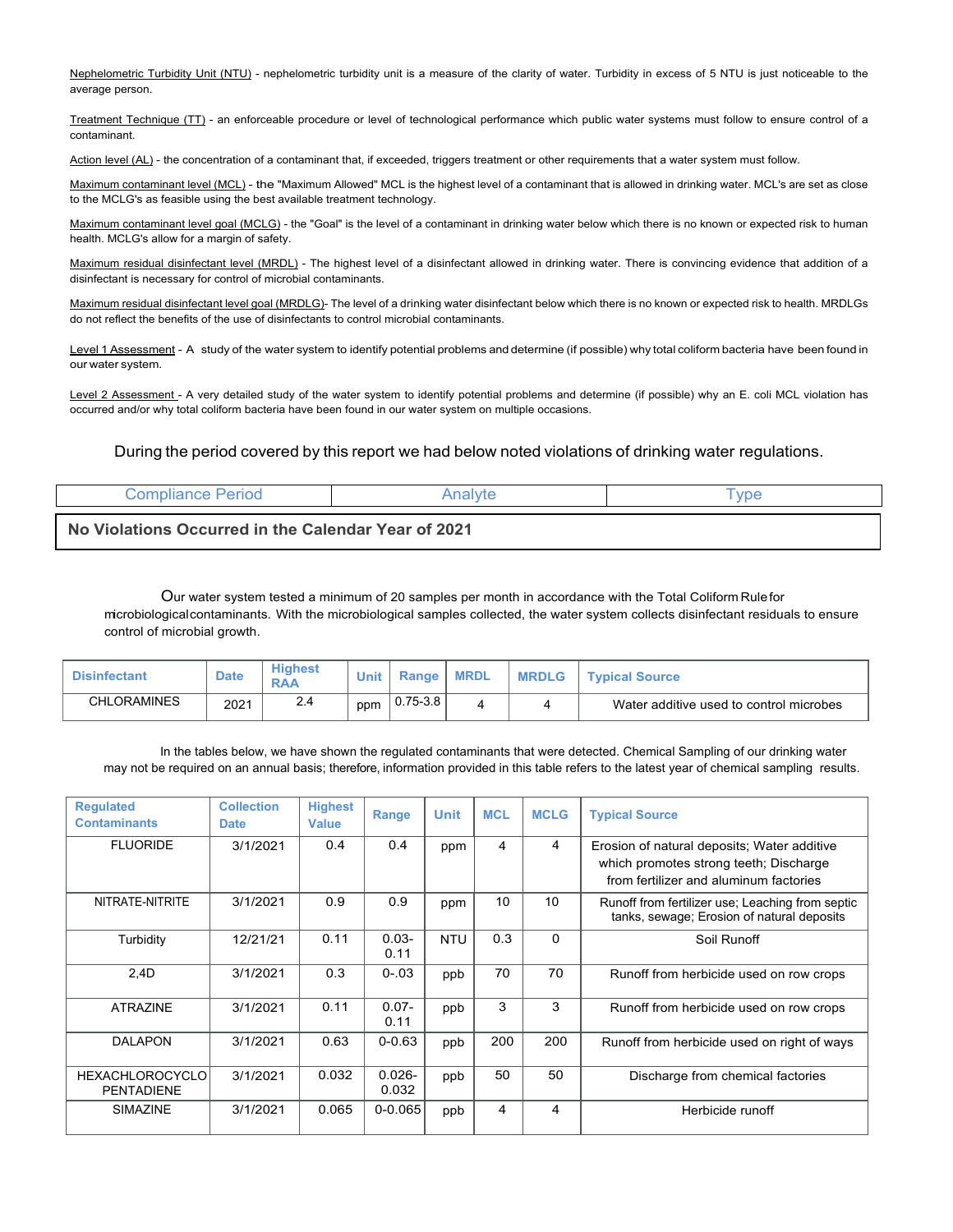Nephelometric Turbidity Unit (NTU) - nephelometric turbidity unit is a measure of the clarity of water. Turbidity in excess of 5 NTU is just noticeable to the average person.

Treatment Technique (TT) - an enforceable procedure or level of technological performance which public water systems must follow to ensure control of a contaminant.

Action level (AL) - the concentration of a contaminant that, if exceeded, triggers treatment or other requirements that a water system must follow.

Maximum contaminant level (MCL) - the "Maximum Allowed" MCL is the highest level of a contaminant that is allowed in drinking water. MCL's are set as close to the MCLG's as feasible using the best available treatment technology.

Maximum contaminant level goal (MCLG) - the "Goal" is the level of a contaminant in drinking water below which there is no known or expected risk to human health. MCLG's allow for a margin of safety.

Maximum residual disinfectant level (MRDL) - The highest level of a disinfectant allowed in drinking water. There is convincing evidence that addition of a disinfectant is necessary for control of microbial contaminants.

Maximum residual disinfectant level goal (MRDLG)- The level of a drinking water disinfectant below which there is no known or expected risk to health. MRDLGs do not reflect the benefits of the use of disinfectants to control microbial contaminants.

Level 1 Assessment - A study of the water system to identify potential problems and determine (if possible) why total coliform bacteria have been found in our water system.

Level 2 Assessment - A very detailed study of the water system to identify potential problems and determine (if possible) why an E. coli MCL violation has occurred and/or why total coliform bacteria have been found in our water system on multiple occasions.

During the period covered by this report we had below noted violations of drinking water regulations.

| Compliance Period | Analyte | Type |
|---|---|---|
| **No Violations Occurred in the Calendar Year of 2021** | | |

Our water system tested a minimum of 20 samples per month in accordance with the Total Coliform Rule for microbiological contaminants. With the microbiological samples collected, the water system collects disinfectant residuals to ensure control of microbial growth.

| Disinfectant | Date | Highest RAA | Unit | Range | MRDL | MRDLG | Typical Source |
|---|---|---|---|---|---|---|---|
| CHLORAMINES | 2021 | 2.4 | ppm | 0.75-3.8 | 4 | 4 | Water additive used to control microbes |

In the tables below, we have shown the regulated contaminants that were detected. Chemical Sampling of our drinking water may not be required on an annual basis; therefore, information provided in this table refers to the latest year of chemical sampling results.

| Regulated Contaminants | Collection Date | Highest Value | Range | Unit | MCL | MCLG | Typical Source |
|---|---|---|---|---|---|---|---|
| FLUORIDE | 3/1/2021 | 0.4 | 0.4 | ppm | 4 | 4 | Erosion of natural deposits; Water additive which promotes strong teeth; Discharge from fertilizer and aluminum factories |
| NITRATE-NITRITE | 3/1/2021 | 0.9 | 0.9 | ppm | 10 | 10 | Runoff from fertilizer use; Leaching from septic tanks, sewage; Erosion of natural deposits |
| Turbidity | 12/21/21 | 0.11 | 0.03-0.11 | NTU | 0.3 | 0 | Soil Runoff |
| 2,4D | 3/1/2021 | 0.3 | 0-.03 | ppb | 70 | 70 | Runoff from herbicide used on row crops |
| ATRAZINE | 3/1/2021 | 0.11 | 0.07-0.11 | ppb | 3 | 3 | Runoff from herbicide used on row crops |
| DALAPON | 3/1/2021 | 0.63 | 0-0.63 | ppb | 200 | 200 | Runoff from herbicide used on right of ways |
| HEXACHLOROCYCLOPENTADIENE | 3/1/2021 | 0.032 | 0.026-0.032 | ppb | 50 | 50 | Discharge from chemical factories |
| SIMAZINE | 3/1/2021 | 0.065 | 0-0.065 | ppb | 4 | 4 | Herbicide runoff |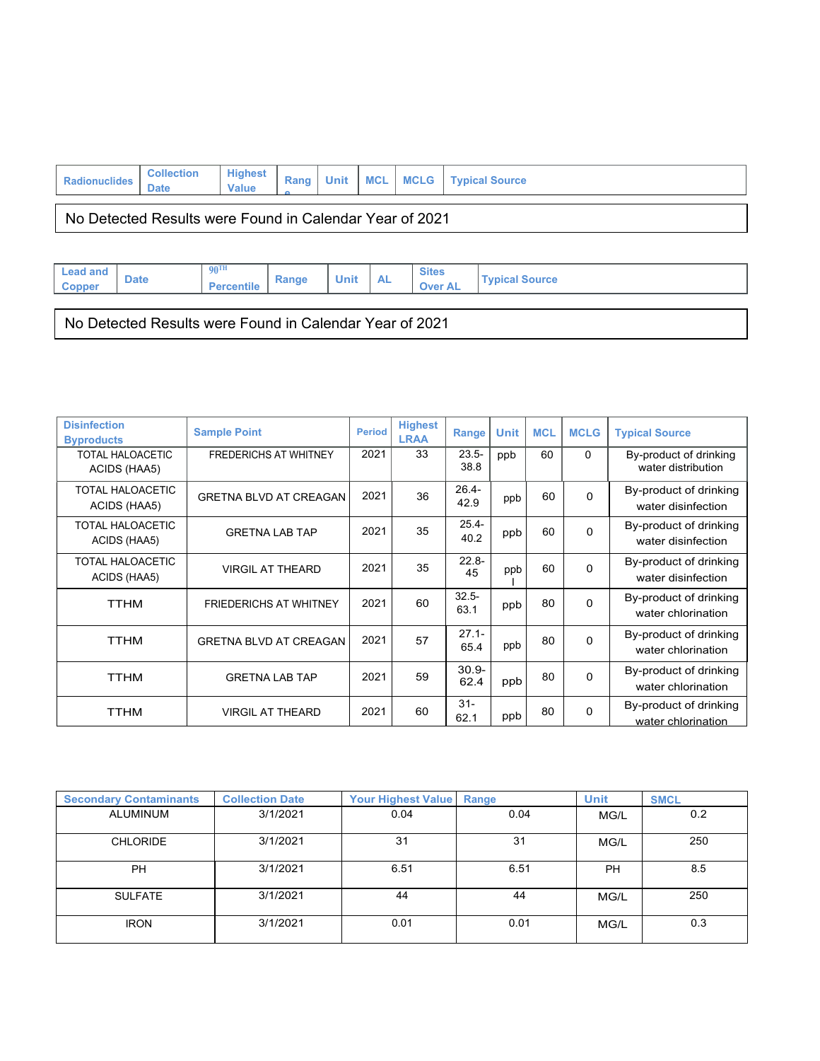| Radionuclides | Collection Date | Highest Value | Range | Unit | MCL | MCLG | Typical Source |
|---|---|---|---|---|---|---|---|

No Detected Results were Found in Calendar Year of 2021

| Lead and Copper | Date | 90TH Percentile | Range | Unit | AL | Sites Over AL | Typical Source |
|---|---|---|---|---|---|---|---|

No Detected Results were Found in Calendar Year of 2021

| Disinfection Byproducts | Sample Point | Period | Highest LRAA | Range | Unit | MCL | MCLG | Typical Source |
|---|---|---|---|---|---|---|---|---|
| TOTAL HALOACETIC ACIDS (HAA5) | FREDERICHS AT WHITNEY | 2021 | 33 | 23.5-38.8 | ppb | 60 | 0 | By-product of drinking water distribution |
| TOTAL HALOACETIC ACIDS (HAA5) | GRETNA BLVD AT CREAGAN | 2021 | 36 | 26.4-42.9 | ppb | 60 | 0 | By-product of drinking water disinfection |
| TOTAL HALOACETIC ACIDS (HAA5) | GRETNA LAB TAP | 2021 | 35 | 25.4-40.2 | ppb | 60 | 0 | By-product of drinking water disinfection |
| TOTAL HALOACETIC ACIDS (HAA5) | VIRGIL AT THEARD | 2021 | 35 | 22.8-45 | ppb | 60 | 0 | By-product of drinking water disinfection |
| TTHM | FRIEDERICHS AT WHITNEY | 2021 | 60 | 32.5-63.1 | ppb | 80 | 0 | By-product of drinking water chlorination |
| TTHM | GRETNA BLVD AT CREAGAN | 2021 | 57 | 27.1-65.4 | ppb | 80 | 0 | By-product of drinking water chlorination |
| TTHM | GRETNA LAB TAP | 2021 | 59 | 30.9-62.4 | ppb | 80 | 0 | By-product of drinking water chlorination |
| TTHM | VIRGIL AT THEARD | 2021 | 60 | 31-62.1 | ppb | 80 | 0 | By-product of drinking water chlorination |

| Secondary Contaminants | Collection Date | Your Highest Value | Range | Unit | SMCL |
|---|---|---|---|---|---|
| ALUMINUM | 3/1/2021 | 0.04 | 0.04 | MG/L | 0.2 |
| CHLORIDE | 3/1/2021 | 31 | 31 | MG/L | 250 |
| PH | 3/1/2021 | 6.51 | 6.51 | PH | 8.5 |
| SULFATE | 3/1/2021 | 44 | 44 | MG/L | 250 |
| IRON | 3/1/2021 | 0.01 | 0.01 | MG/L | 0.3 |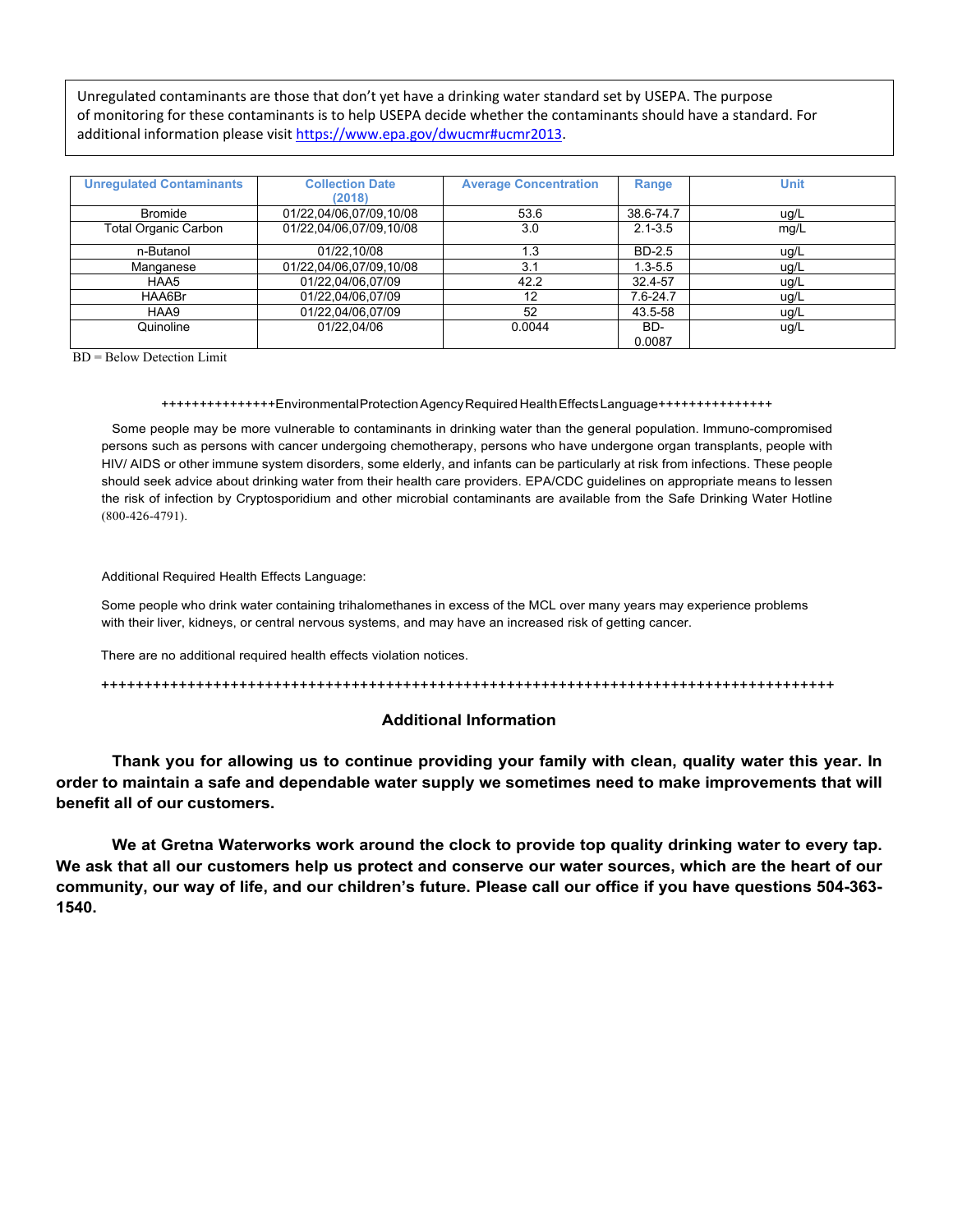Unregulated contaminants are those that don't yet have a drinking water standard set by USEPA. The purpose of monitoring for these contaminants is to help USEPA decide whether the contaminants should have a standard. For additional information please visit https://www.epa.gov/dwucmr#ucmr2013.

| Unregulated Contaminants | Collection Date (2018) | Average Concentration | Range | Unit |
|---|---|---|---|---|
| Bromide | 01/22,04/06,07/09,10/08 | 53.6 | 38.6-74.7 | ug/L |
| Total Organic Carbon | 01/22,04/06,07/09,10/08 | 3.0 | 2.1-3.5 | mg/L |
| n-Butanol | 01/22,10/08 | 1.3 | BD-2.5 | ug/L |
| Manganese | 01/22,04/06,07/09,10/08 | 3.1 | 1.3-5.5 | ug/L |
| HAA5 | 01/22,04/06,07/09 | 42.2 | 32.4-57 | ug/L |
| HAA6Br | 01/22,04/06,07/09 | 12 | 7.6-24.7 | ug/L |
| HAA9 | 01/22,04/06,07/09 | 52 | 43.5-58 | ug/L |
| Quinoline | 01/22,04/06 | 0.0044 | BD-0.0087 | ug/L |

BD = Below Detection Limit

+++++++++++++++Environmental Protection Agency Required Health Effects Language+++++++++++++++

Some people may be more vulnerable to contaminants in drinking water than the general population. Immuno-compromised persons such as persons with cancer undergoing chemotherapy, persons who have undergone organ transplants, people with HIV/ AIDS or other immune system disorders, some elderly, and infants can be particularly at risk from infections. These people should seek advice about drinking water from their health care providers. EPA/CDC guidelines on appropriate means to lessen the risk of infection by Cryptosporidium and other microbial contaminants are available from the Safe Drinking Water Hotline (800-426-4791).

Additional Required Health Effects Language:

Some people who drink water containing trihalomethanes in excess of the MCL over many years may experience problems with their liver, kidneys, or central nervous systems, and may have an increased risk of getting cancer.

There are no additional required health effects violation notices.

+++++++++++++++++++++++++++++++++++++++++++++++++++++++++++++++++++++++++++++++++++++++++

## Additional Information

**Thank you for allowing us to continue providing your family with clean, quality water this year. In order to maintain a safe and dependable water supply we sometimes need to make improvements that will benefit all of our customers.**

**We at Gretna Waterworks work around the clock to provide top quality drinking water to every tap. We ask that all our customers help us protect and conserve our water sources, which are the heart of our community, our way of life, and our children's future. Please call our office if you have questions 504-363-1540.**